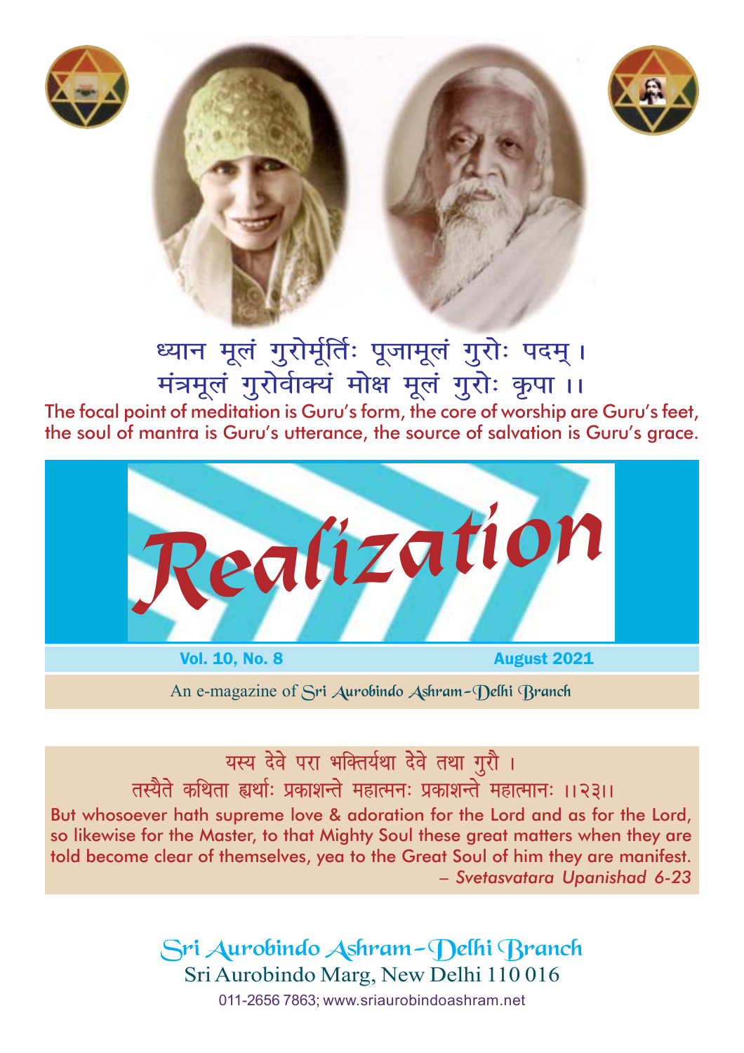ध्यान मूलं गुरोर्मूर्तिः पूजामूलं गुरोः पदम् ।
मंत्रमूलं गुरोर्वाक्यं मोक्ष मूलं गुरोः कृपा ।।

The focal point of meditation is Guru's form, the core of worship are Guru's feet, the soul of mantra is Guru's utterance, the source of salvation is Guru's grace.

# Realization

**Vol. 10, No. 8** **August 2021**

An e-magazine of Sri Aurobindo Ashram-Delhi Branch

यस्य देवे परा भक्तिर्यथा देवे तथा गुरौ ।
तस्यैते कथिता ह्यर्थाः प्रकाशन्ते महात्मनः प्रकाशन्ते महात्मानः ।।२३।।

But whosoever hath supreme love & adoration for the Lord and as for the Lord, so likewise for the Master, to that Mighty Soul these great matters when they are told become clear of themselves, yea to the Great Soul of him they are manifest.

– *Svetasvatara Upanishad 6-23*

Sri Aurobindo Ashram-Delhi Branch
Sri Aurobindo Marg, New Delhi 110 016
011-2656 7863; www.sriaurobindoashram.net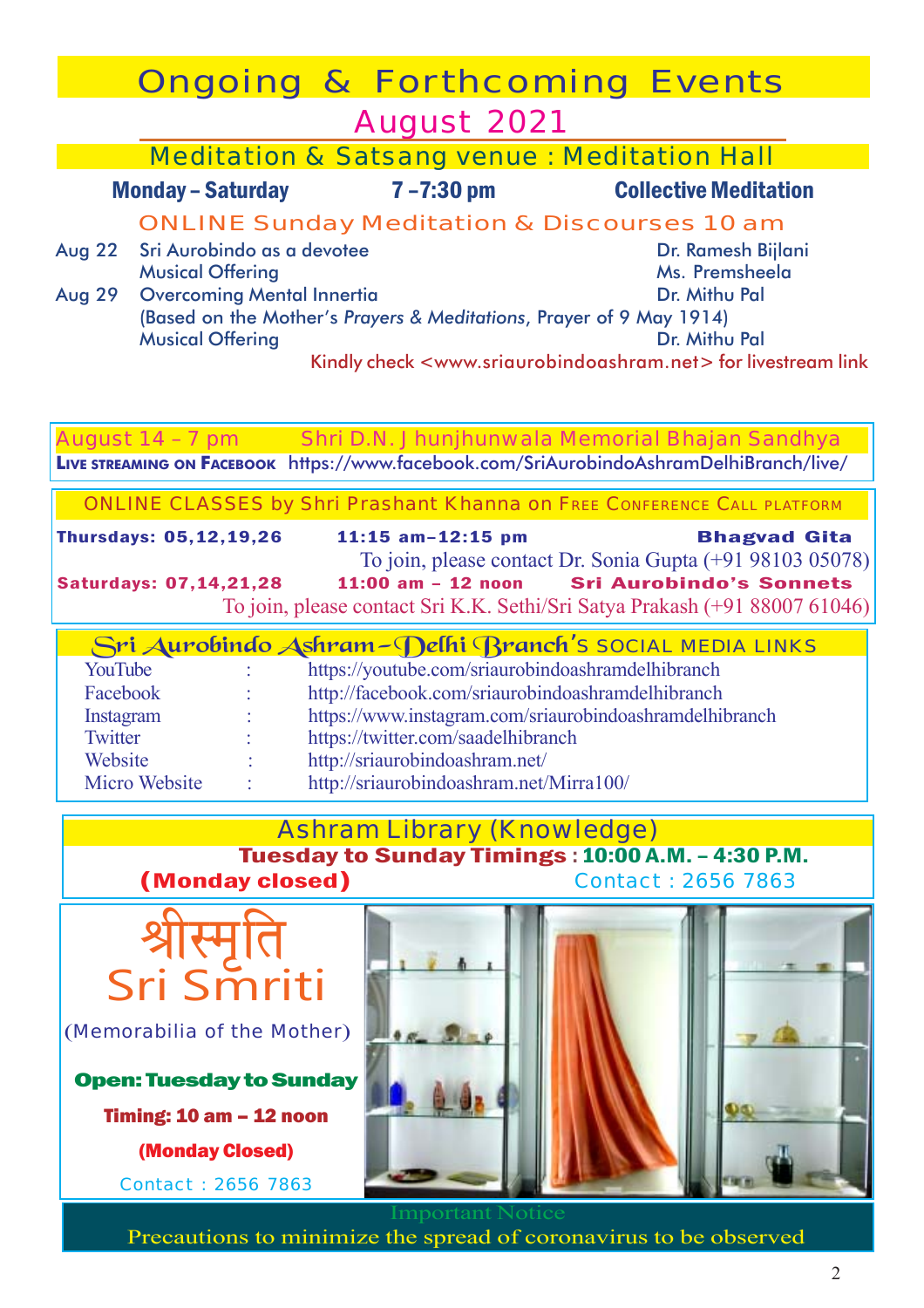# Ongoing & Forthcoming Events

## August 2021

### Meditation & Satsang venue : Meditation Hall

**Monday – Saturday** **7 –7:30 pm** **Collective Meditation**

### ONLINE Sunday Meditation & Discourses 10 am

| | | |
|---|---|---|
| Aug 22 | Sri Aurobindo as a devotee | Dr. Ramesh Bijlani |
| | Musical Offering | Ms. Premsheela |
| Aug 29 | Overcoming Mental Innertia | Dr. Mithu Pal |
| | (Based on the Mother's *Prayers & Meditations*, Prayer of 9 May 1914) | |
| | Musical Offering | Dr. Mithu Pal |

Kindly check <www.sriaurobindoashram.net> for livestream link

---

**August 14 – 7 pm** Shri D.N. Jhunjhunwala Memorial Bhajan Sandhya

**Live streaming on Facebook** https://www.facebook.com/SriAurobindoAshramDelhiBranch/live/

---

### ONLINE CLASSES by Shri Prashant Khanna on Free Conference Call platform

**Thursdays: 05,12,19,26** **11:15 am–12:15 pm** **Bhagvad Gita**

To join, please contact Dr. Sonia Gupta (+91 98103 05078)

**Saturdays: 07,14,21,28** **11:00 am – 12 noon** **Sri Aurobindo's Sonnets**

To join, please contact Sri K.K. Sethi/Sri Satya Prakash (+91 88007 61046)

---

### Sri Aurobindo Ashram–Delhi Branch's SOCIAL MEDIA LINKS

| | | |
|---|---|---|
| YouTube | : | https://youtube.com/sriaurobindoashramdelhibranch |
| Facebook | : | http://facebook.com/sriaurobindoashramdelhibranch |
| Instagram | : | https://www.instagram.com/sriaurobindoashramdelhibranch |
| Twitter | : | https://twitter.com/saadelhibranch |
| Website | : | http://sriaurobindoashram.net/ |
| Micro Website | : | http://sriaurobindoashram.net/Mirra100/ |

---

### Ashram Library (Knowledge)

**Tuesday to Sunday Timings : 10:00 A.M. – 4:30 P.M.**

**(Monday closed)** Contact : 2656 7863

---

## श्रीस्मृति
## Sri Smriti

(Memorabilia of the Mother)

**Open: Tuesday to Sunday**

**Timing: 10 am – 12 noon**

**(Monday Closed)**

Contact : 2656 7863

---

Important Notice

Precautions to minimize the spread of coronavirus to be observed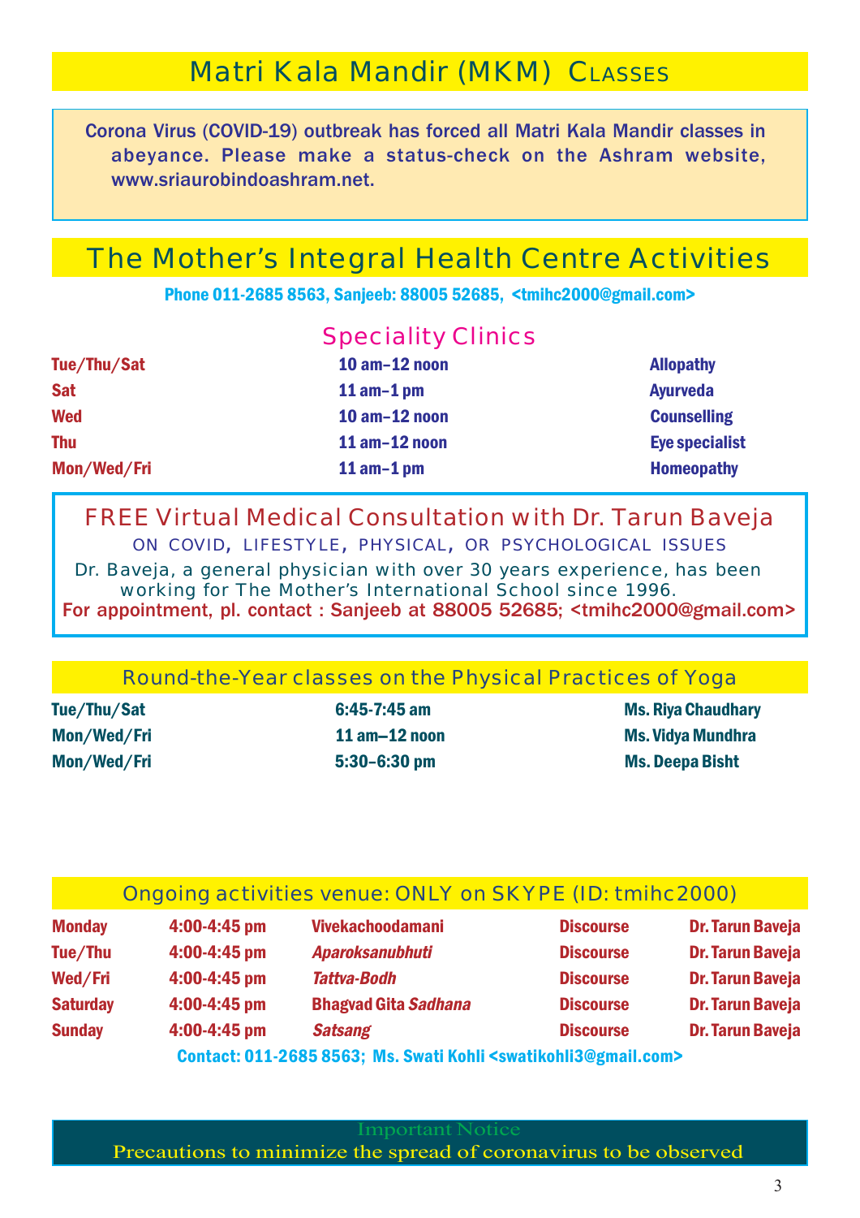## Matri Kala Mandir (MKM) Classes

Corona Virus (COVID-19) outbreak has forced all Matri Kala Mandir classes in abeyance. Please make a status-check on the Ashram website, www.sriaurobindoashram.net.

## The Mother's Integral Health Centre Activities

**Phone 011-2685 8563, Sanjeeb: 88005 52685, <tmihc2000@gmail.com>**

### Speciality Clinics

| | | |
|---|---|---|
| Tue/Thu/Sat | 10 am–12 noon | Allopathy |
| Sat | 11 am–1 pm | Ayurveda |
| Wed | 10 am–12 noon | Counselling |
| Thu | 11 am–12 noon | Eye specialist |
| Mon/Wed/Fri | 11 am–1 pm | Homeopathy |

### FREE Virtual Medical Consultation with Dr. Tarun Baveja

ON COVID, LIFESTYLE, PHYSICAL, OR PSYCHOLOGICAL ISSUES

Dr. Baveja, a general physician with over 30 years experience, has been working for The Mother's International School since 1996.

**For appointment, pl. contact : Sanjeeb at 88005 52685; <tmihc2000@gmail.com>**

### Round-the-Year classes on the Physical Practices of Yoga

| | | |
|---|---|---|
| Tue/Thu/Sat | 6:45-7:45 am | Ms. Riya Chaudhary |
| Mon/Wed/Fri | 11 am–12 noon | Ms. Vidya Mundhra |
| Mon/Wed/Fri | 5:30–6:30 pm | Ms. Deepa Bisht |

### Ongoing activities venue: ONLY on SKYPE (ID: tmihc2000)

| | | | | |
|---|---|---|---|---|
| Monday | 4:00-4:45 pm | Vivekachoodamani | Discourse | Dr. Tarun Baveja |
| Tue/Thu | 4:00-4:45 pm | *Aparoksanubhuti* | Discourse | Dr. Tarun Baveja |
| Wed/Fri | 4:00-4:45 pm | *Tattva-Bodh* | Discourse | Dr. Tarun Baveja |
| Saturday | 4:00-4:45 pm | Bhagvad Gita *Sadhana* | Discourse | Dr. Tarun Baveja |
| Sunday | 4:00-4:45 pm | *Satsang* | Discourse | Dr. Tarun Baveja |

**Contact: 011-2685 8563; Ms. Swati Kohli <swatikohli3@gmail.com>**

**Important Notice**

Precautions to minimize the spread of coronavirus to be observed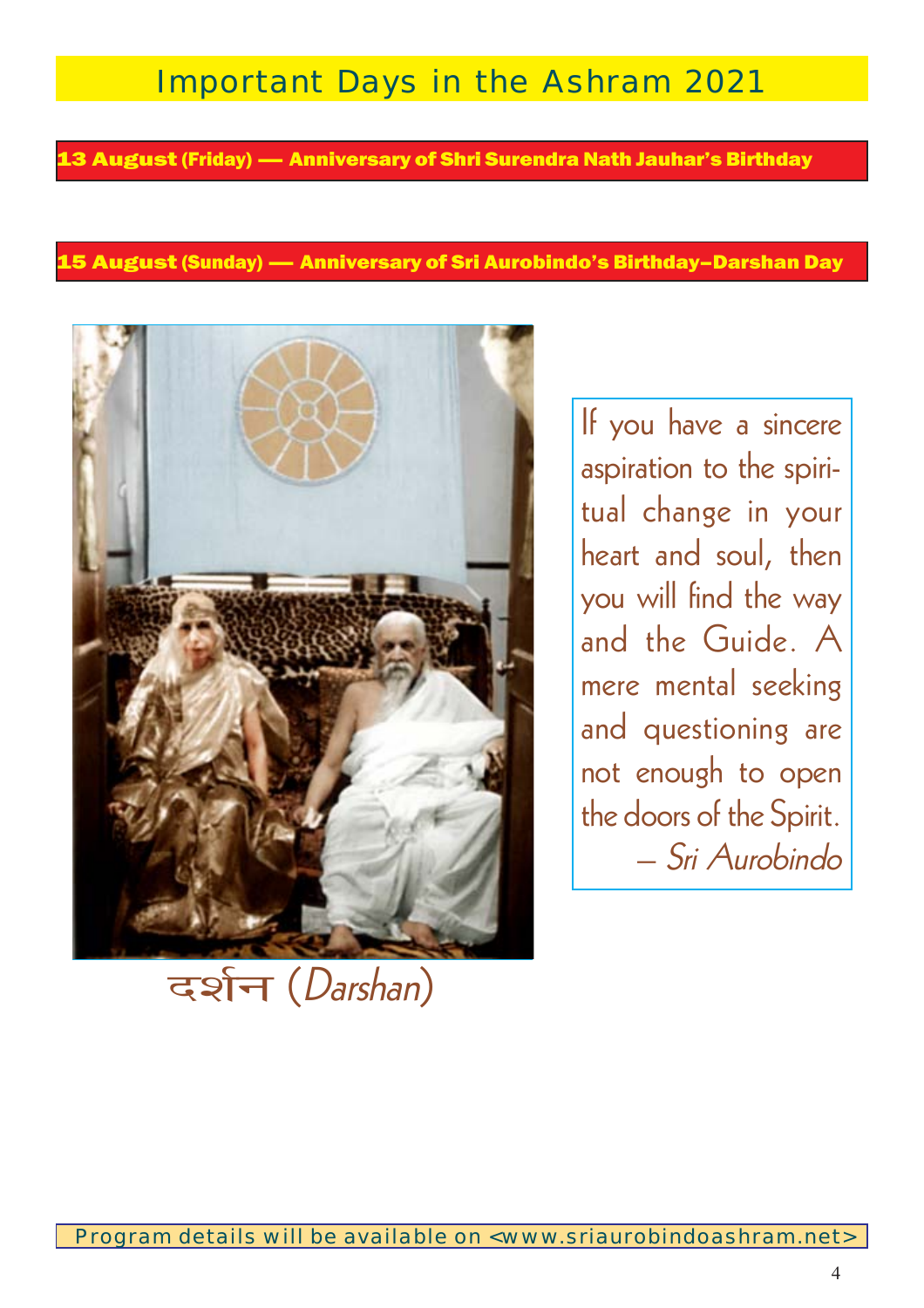# Important Days in the Ashram 2021

**13 August (Friday) — Anniversary of Shri Surendra Nath Jauhar's Birthday**

**15 August (Sunday) — Anniversary of Sri Aurobindo's Birthday–Darshan Day**

दर्शन (*Darshan*)

If you have a sincere aspiration to the spiritual change in your heart and soul, then you will find the way and the Guide. A mere mental seeking and questioning are not enough to open the doors of the Spirit.

— *Sri Aurobindo*

Program details will be available on <www.sriaurobindoashram.net>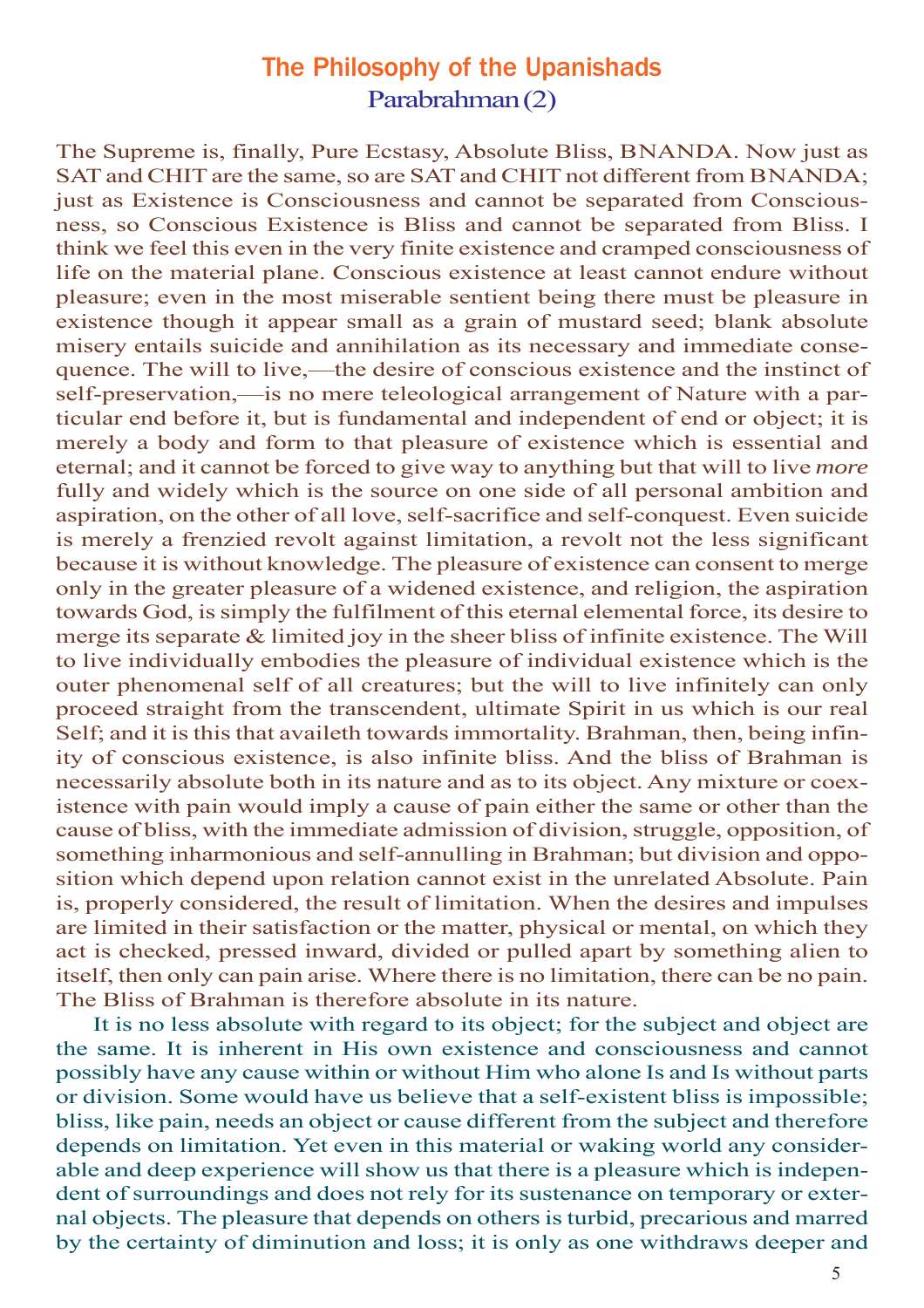# The Philosophy of the Upanishads

## Parabrahman (2)

The Supreme is, finally, Pure Ecstasy, Absolute Bliss, BNANDA. Now just as SAT and CHIT are the same, so are SAT and CHIT not different from BNANDA; just as Existence is Consciousness and cannot be separated from Consciousness, so Conscious Existence is Bliss and cannot be separated from Bliss. I think we feel this even in the very finite existence and cramped consciousness of life on the material plane. Conscious existence at least cannot endure without pleasure; even in the most miserable sentient being there must be pleasure in existence though it appear small as a grain of mustard seed; blank absolute misery entails suicide and annihilation as its necessary and immediate consequence. The will to live,—the desire of conscious existence and the instinct of self-preservation,—is no mere teleological arrangement of Nature with a particular end before it, but is fundamental and independent of end or object; it is merely a body and form to that pleasure of existence which is essential and eternal; and it cannot be forced to give way to anything but that will to live *more* fully and widely which is the source on one side of all personal ambition and aspiration, on the other of all love, self-sacrifice and self-conquest. Even suicide is merely a frenzied revolt against limitation, a revolt not the less significant because it is without knowledge. The pleasure of existence can consent to merge only in the greater pleasure of a widened existence, and religion, the aspiration towards God, is simply the fulfilment of this eternal elemental force, its desire to merge its separate & limited joy in the sheer bliss of infinite existence. The Will to live individually embodies the pleasure of individual existence which is the outer phenomenal self of all creatures; but the will to live infinitely can only proceed straight from the transcendent, ultimate Spirit in us which is our real Self; and it is this that availeth towards immortality. Brahman, then, being infinity of conscious existence, is also infinite bliss. And the bliss of Brahman is necessarily absolute both in its nature and as to its object. Any mixture or coexistence with pain would imply a cause of pain either the same or other than the cause of bliss, with the immediate admission of division, struggle, opposition, of something inharmonious and self-annulling in Brahman; but division and opposition which depend upon relation cannot exist in the unrelated Absolute. Pain is, properly considered, the result of limitation. When the desires and impulses are limited in their satisfaction or the matter, physical or mental, on which they act is checked, pressed inward, divided or pulled apart by something alien to itself, then only can pain arise. Where there is no limitation, there can be no pain. The Bliss of Brahman is therefore absolute in its nature.

It is no less absolute with regard to its object; for the subject and object are the same. It is inherent in His own existence and consciousness and cannot possibly have any cause within or without Him who alone Is and Is without parts or division. Some would have us believe that a self-existent bliss is impossible; bliss, like pain, needs an object or cause different from the subject and therefore depends on limitation. Yet even in this material or waking world any considerable and deep experience will show us that there is a pleasure which is independent of surroundings and does not rely for its sustenance on temporary or external objects. The pleasure that depends on others is turbid, precarious and marred by the certainty of diminution and loss; it is only as one withdraws deeper and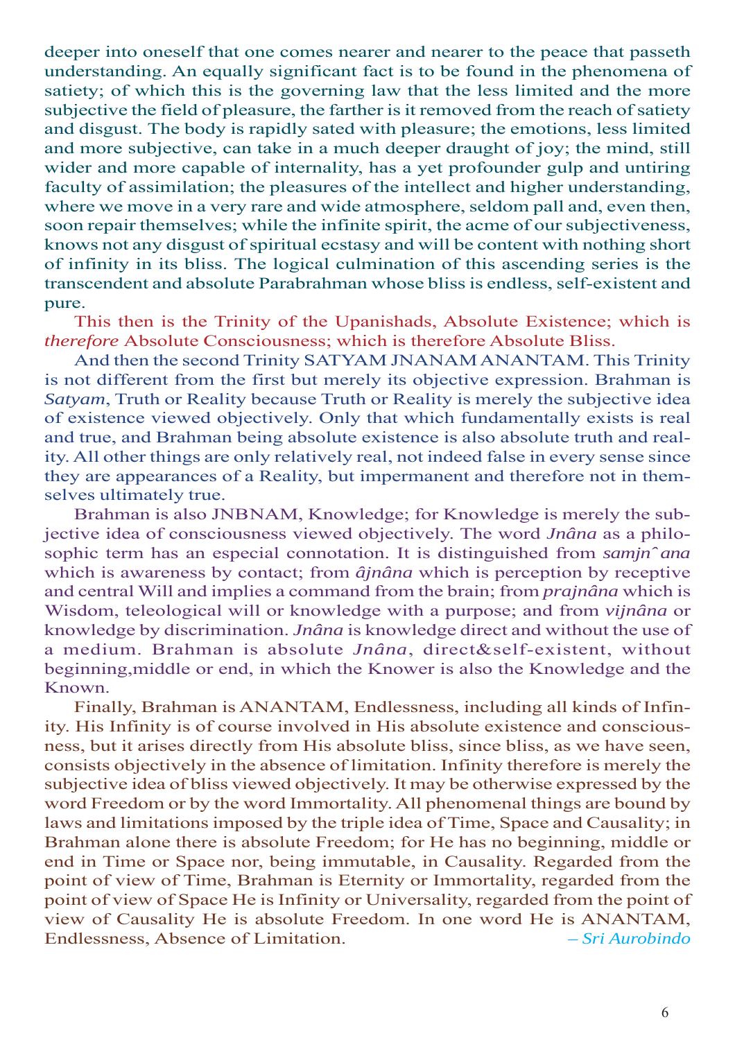deeper into oneself that one comes nearer and nearer to the peace that passeth understanding. An equally significant fact is to be found in the phenomena of satiety; of which this is the governing law that the less limited and the more subjective the field of pleasure, the farther is it removed from the reach of satiety and disgust. The body is rapidly sated with pleasure; the emotions, less limited and more subjective, can take in a much deeper draught of joy; the mind, still wider and more capable of internality, has a yet profounder gulp and untiring faculty of assimilation; the pleasures of the intellect and higher understanding, where we move in a very rare and wide atmosphere, seldom pall and, even then, soon repair themselves; while the infinite spirit, the acme of our subjectiveness, knows not any disgust of spiritual ecstasy and will be content with nothing short of infinity in its bliss. The logical culmination of this ascending series is the transcendent and absolute Parabrahman whose bliss is endless, self-existent and pure.

This then is the Trinity of the Upanishads, Absolute Existence; which is *therefore* Absolute Consciousness; which is therefore Absolute Bliss.

And then the second Trinity SATYAM JNANAM ANANTAM. This Trinity is not different from the first but merely its objective expression. Brahman is *Satyam*, Truth or Reality because Truth or Reality is merely the subjective idea of existence viewed objectively. Only that which fundamentally exists is real and true, and Brahman being absolute existence is also absolute truth and reality. All other things are only relatively real, not indeed false in every sense since they are appearances of a Reality, but impermanent and therefore not in themselves ultimately true.

Brahman is also JNBNAM, Knowledge; for Knowledge is merely the subjective idea of consciousness viewed objectively. The word *Jnâna* as a philosophic term has an especial connotation. It is distinguished from *samjnˆana* which is awareness by contact; from *âjnâna* which is perception by receptive and central Will and implies a command from the brain; from *prajnâna* which is Wisdom, teleological will or knowledge with a purpose; and from *vijnâna* or knowledge by discrimination. *Jnâna* is knowledge direct and without the use of a medium. Brahman is absolute *Jnâna*, direct&self-existent, without beginning,middle or end, in which the Knower is also the Knowledge and the Known.

Finally, Brahman is ANANTAM, Endlessness, including all kinds of Infinity. His Infinity is of course involved in His absolute existence and consciousness, but it arises directly from His absolute bliss, since bliss, as we have seen, consists objectively in the absence of limitation. Infinity therefore is merely the subjective idea of bliss viewed objectively. It may be otherwise expressed by the word Freedom or by the word Immortality. All phenomenal things are bound by laws and limitations imposed by the triple idea of Time, Space and Causality; in Brahman alone there is absolute Freedom; for He has no beginning, middle or end in Time or Space nor, being immutable, in Causality. Regarded from the point of view of Time, Brahman is Eternity or Immortality, regarded from the point of view of Space He is Infinity or Universality, regarded from the point of view of Causality He is absolute Freedom. In one word He is ANANTAM, Endlessness, Absence of Limitation.

*– Sri Aurobindo*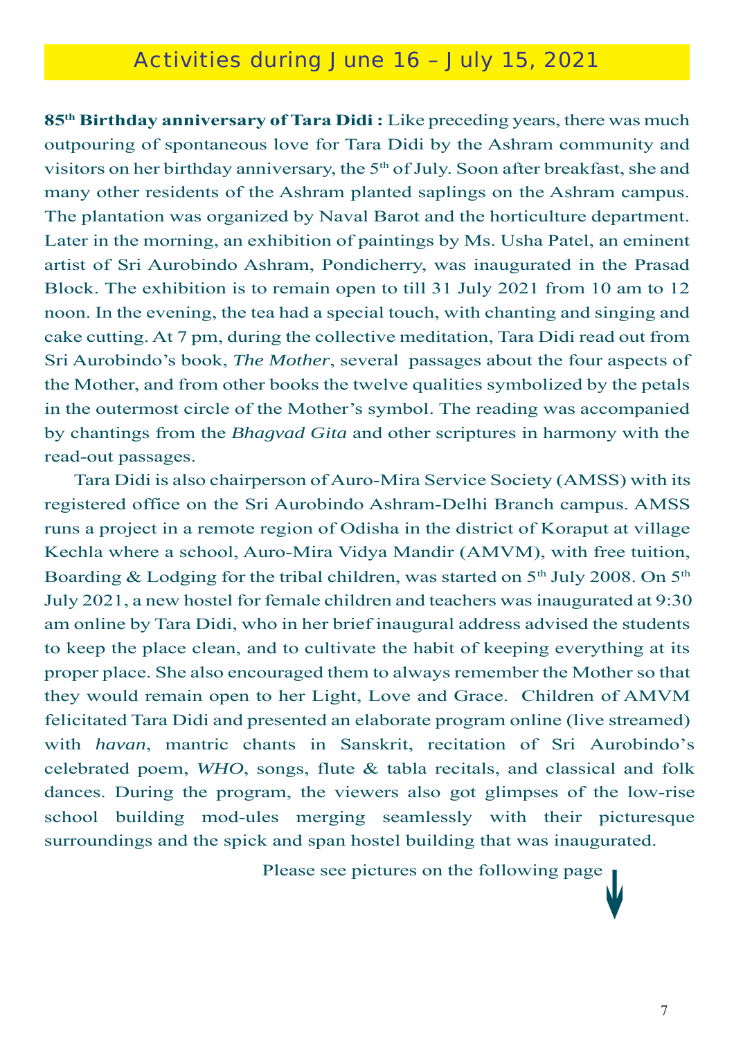## Activities during June 16 – July 15, 2021

**85th Birthday anniversary of Tara Didi :** Like preceding years, there was much outpouring of spontaneous love for Tara Didi by the Ashram community and visitors on her birthday anniversary, the 5th of July. Soon after breakfast, she and many other residents of the Ashram planted saplings on the Ashram campus. The plantation was organized by Naval Barot and the horticulture department. Later in the morning, an exhibition of paintings by Ms. Usha Patel, an eminent artist of Sri Aurobindo Ashram, Pondicherry, was inaugurated in the Prasad Block. The exhibition is to remain open to till 31 July 2021 from 10 am to 12 noon. In the evening, the tea had a special touch, with chanting and singing and cake cutting. At 7 pm, during the collective meditation, Tara Didi read out from Sri Aurobindo's book, *The Mother*, several passages about the four aspects of the Mother, and from other books the twelve qualities symbolized by the petals in the outermost circle of the Mother's symbol. The reading was accompanied by chantings from the *Bhagvad Gita* and other scriptures in harmony with the read-out passages.

Tara Didi is also chairperson of Auro-Mira Service Society (AMSS) with its registered office on the Sri Aurobindo Ashram-Delhi Branch campus. AMSS runs a project in a remote region of Odisha in the district of Koraput at village Kechla where a school, Auro-Mira Vidya Mandir (AMVM), with free tuition, Boarding & Lodging for the tribal children, was started on 5th July 2008. On 5th July 2021, a new hostel for female children and teachers was inaugurated at 9:30 am online by Tara Didi, who in her brief inaugural address advised the students to keep the place clean, and to cultivate the habit of keeping everything at its proper place. She also encouraged them to always remember the Mother so that they would remain open to her Light, Love and Grace. Children of AMVM felicitated Tara Didi and presented an elaborate program online (live streamed) with *havan*, mantric chants in Sanskrit, recitation of Sri Aurobindo's celebrated poem, *WHO*, songs, flute & tabla recitals, and classical and folk dances. During the program, the viewers also got glimpses of the low-rise school building mod-ules merging seamlessly with their picturesque surroundings and the spick and span hostel building that was inaugurated.

Please see pictures on the following page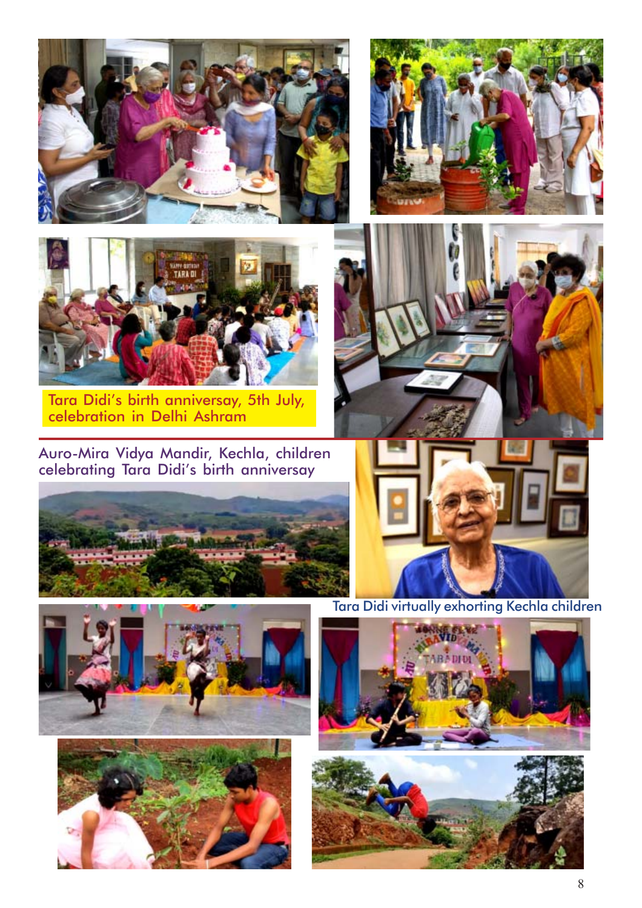Tara Didi's birth anniversay, 5th July, celebration in Delhi Ashram

Auro-Mira Vidya Mandir, Kechla, children celebrating Tara Didi's birth anniversay

Tara Didi virtually exhorting Kechla children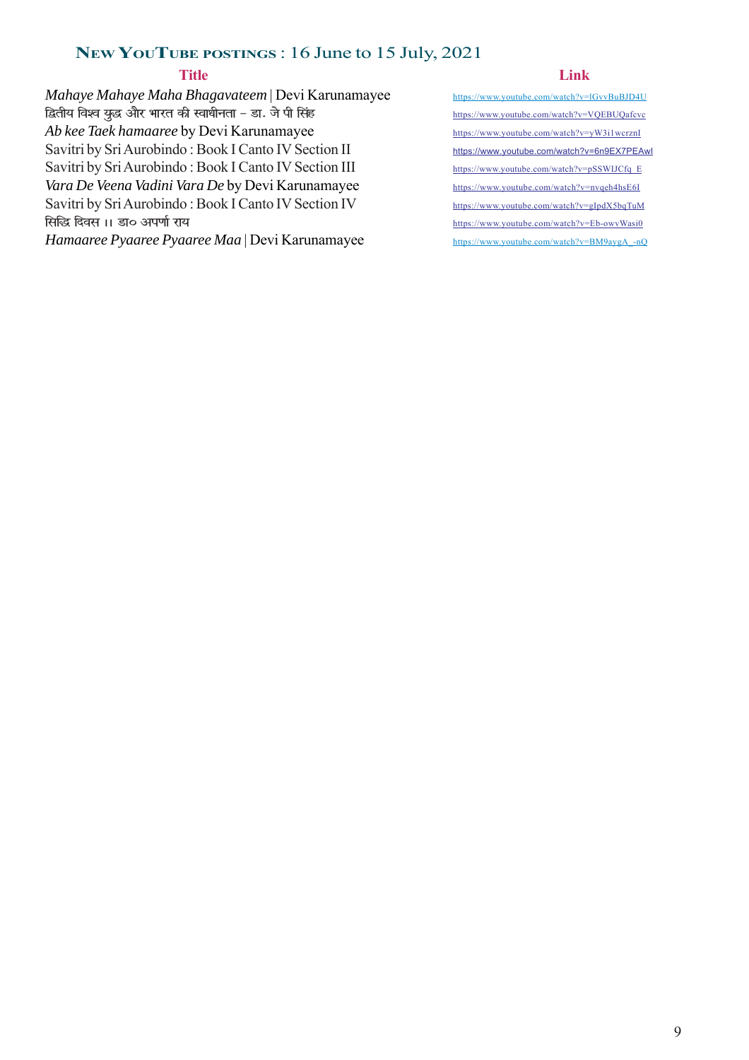## New YouTube postings : 16 June to 15 July, 2021

| Title | Link |
|---|---|
| *Mahaye Mahaye Maha Bhagavateem* \| Devi Karunamayee | https://www.youtube.com/watch?v=lGvvBuBJD4U |
| द्वितीय विश्व युद्ध और भारत की स्वाधीनता – डा. जे पी सिंह | https://www.youtube.com/watch?v=VQEBUQafcvc |
| *Ab kee Taek hamaaree* by Devi Karunamayee | https://www.youtube.com/watch?v=yW3i1wcrznI |
| Savitri by Sri Aurobindo : Book I Canto IV Section II | https://www.youtube.com/watch?v=6n9EX7PEAwI |
| Savitri by Sri Aurobindo : Book I Canto IV Section III | https://www.youtube.com/watch?v=pSSWIJCfq_E |
| *Vara De Veena Vadini Vara De* by Devi Karunamayee | https://www.youtube.com/watch?v=nvqeh4hsE6I |
| Savitri by Sri Aurobindo : Book I Canto IV Section IV | https://www.youtube.com/watch?v=gIpdX5bqTuM |
| सिद्धि दिवस ।। डा० अपर्णा राय | https://www.youtube.com/watch?v=Eb-owvWasi0 |
| *Hamaaree Pyaaree Pyaaree Maa* \| Devi Karunamayee | https://www.youtube.com/watch?v=BM9aygA_-nQ |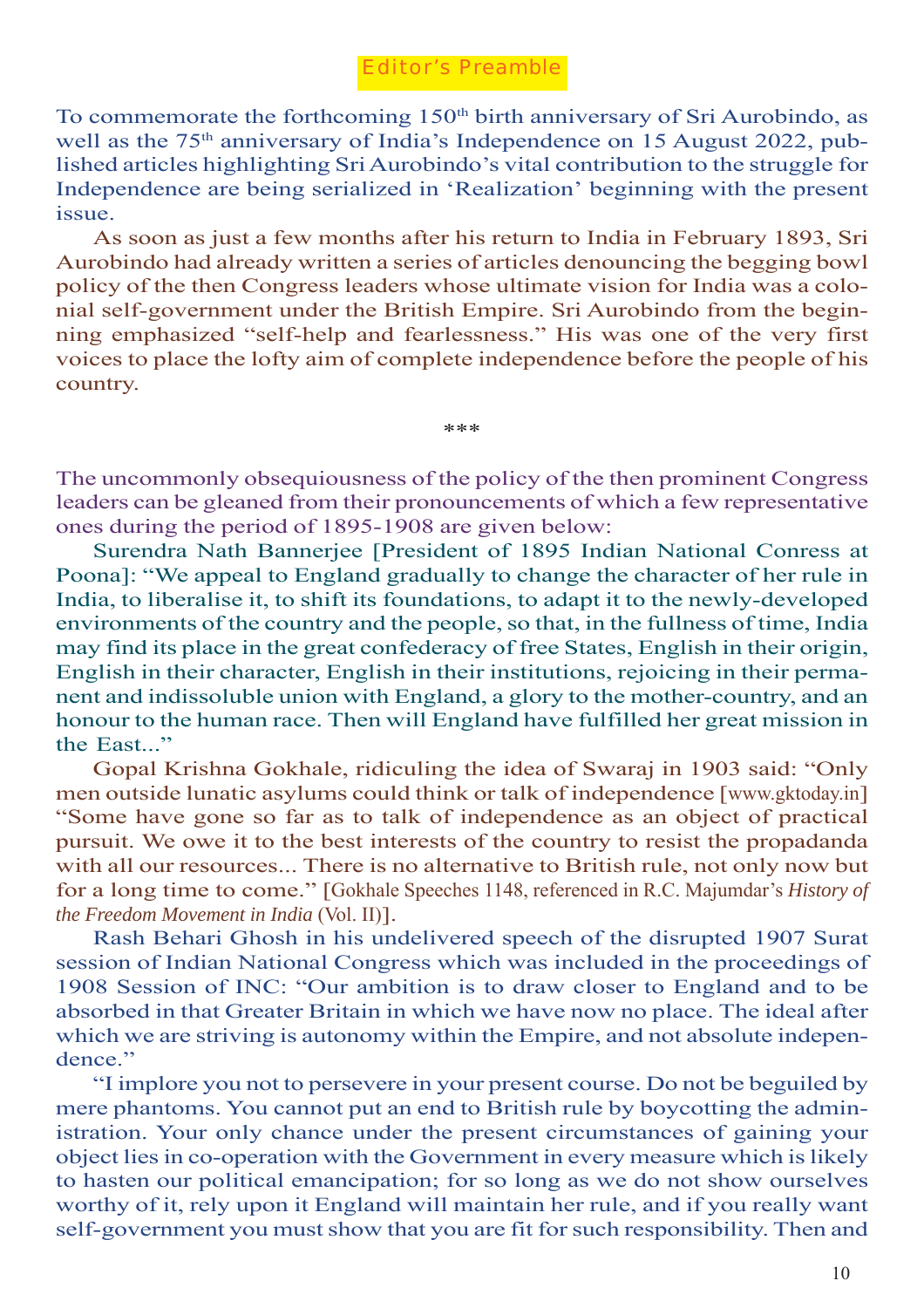## Editor's Preamble

To commemorate the forthcoming 150th birth anniversary of Sri Aurobindo, as well as the 75th anniversary of India's Independence on 15 August 2022, published articles highlighting Sri Aurobindo's vital contribution to the struggle for Independence are being serialized in 'Realization' beginning with the present issue.

As soon as just a few months after his return to India in February 1893, Sri Aurobindo had already written a series of articles denouncing the begging bowl policy of the then Congress leaders whose ultimate vision for India was a colonial self-government under the British Empire. Sri Aurobindo from the beginning emphasized "self-help and fearlessness." His was one of the very first voices to place the lofty aim of complete independence before the people of his country.

\*\*\*

The uncommonly obsequiousness of the policy of the then prominent Congress leaders can be gleaned from their pronouncements of which a few representative ones during the period of 1895-1908 are given below:

Surendra Nath Bannerjee [President of 1895 Indian National Conress at Poona]: "We appeal to England gradually to change the character of her rule in India, to liberalise it, to shift its foundations, to adapt it to the newly-developed environments of the country and the people, so that, in the fullness of time, India may find its place in the great confederacy of free States, English in their origin, English in their character, English in their institutions, rejoicing in their permanent and indissoluble union with England, a glory to the mother-country, and an honour to the human race. Then will England have fulfilled her great mission in the East..."

Gopal Krishna Gokhale, ridiculing the idea of Swaraj in 1903 said: "Only men outside lunatic asylums could think or talk of independence [www.gktoday.in] "Some have gone so far as to talk of independence as an object of practical pursuit. We owe it to the best interests of the country to resist the propadanda with all our resources... There is no alternative to British rule, not only now but for a long time to come." [Gokhale Speeches 1148, referenced in R.C. Majumdar's *History of the Freedom Movement in India* (Vol. II)].

Rash Behari Ghosh in his undelivered speech of the disrupted 1907 Surat session of Indian National Congress which was included in the proceedings of 1908 Session of INC: "Our ambition is to draw closer to England and to be absorbed in that Greater Britain in which we have now no place. The ideal after which we are striving is autonomy within the Empire, and not absolute independence."

"I implore you not to persevere in your present course. Do not be beguiled by mere phantoms. You cannot put an end to British rule by boycotting the administration. Your only chance under the present circumstances of gaining your object lies in co-operation with the Government in every measure which is likely to hasten our political emancipation; for so long as we do not show ourselves worthy of it, rely upon it England will maintain her rule, and if you really want self-government you must show that you are fit for such responsibility. Then and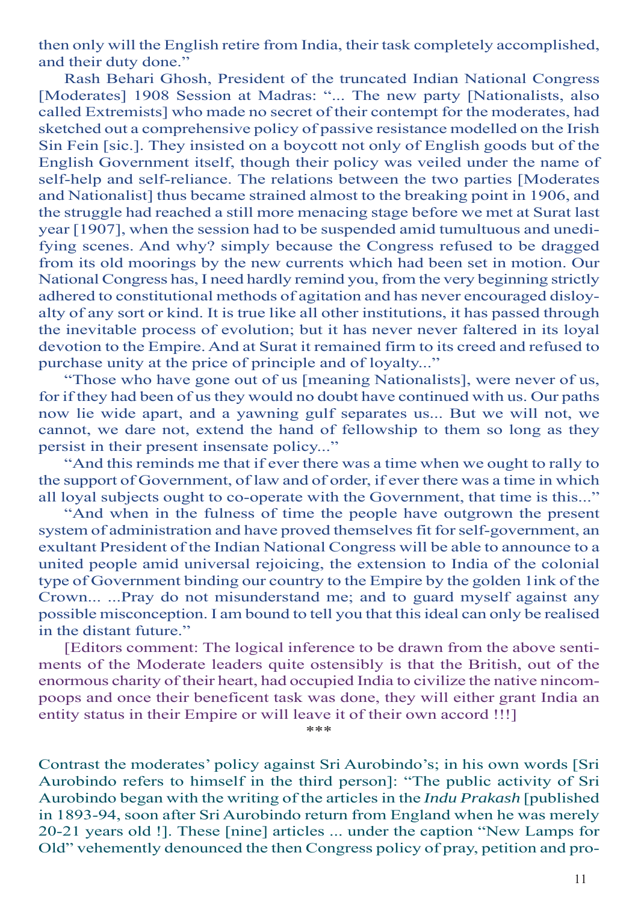then only will the English retire from India, their task completely accomplished, and their duty done."

Rash Behari Ghosh, President of the truncated Indian National Congress [Moderates] 1908 Session at Madras: "... The new party [Nationalists, also called Extremists] who made no secret of their contempt for the moderates, had sketched out a comprehensive policy of passive resistance modelled on the Irish Sin Fein [sic.]. They insisted on a boycott not only of English goods but of the English Government itself, though their policy was veiled under the name of self-help and self-reliance. The relations between the two parties [Moderates and Nationalist] thus became strained almost to the breaking point in 1906, and the struggle had reached a still more menacing stage before we met at Surat last year [1907], when the session had to be suspended amid tumultuous and unedifying scenes. And why? simply because the Congress refused to be dragged from its old moorings by the new currents which had been set in motion. Our National Congress has, I need hardly remind you, from the very beginning strictly adhered to constitutional methods of agitation and has never encouraged disloyalty of any sort or kind. It is true like all other institutions, it has passed through the inevitable process of evolution; but it has never never faltered in its loyal devotion to the Empire. And at Surat it remained firm to its creed and refused to purchase unity at the price of principle and of loyalty..."

"Those who have gone out of us [meaning Nationalists], were never of us, for if they had been of us they would no doubt have continued with us. Our paths now lie wide apart, and a yawning gulf separates us... But we will not, we cannot, we dare not, extend the hand of fellowship to them so long as they persist in their present insensate policy..."

"And this reminds me that if ever there was a time when we ought to rally to the support of Government, of law and of order, if ever there was a time in which all loyal subjects ought to co-operate with the Government, that time is this..."

"And when in the fulness of time the people have outgrown the present system of administration and have proved themselves fit for self-government, an exultant President of the Indian National Congress will be able to announce to a united people amid universal rejoicing, the extension to India of the colonial type of Government binding our country to the Empire by the golden 1ink of the Crown... ...Pray do not misunderstand me; and to guard myself against any possible misconception. I am bound to tell you that this ideal can only be realised in the distant future."

[Editors comment: The logical inference to be drawn from the above sentiments of the Moderate leaders quite ostensibly is that the British, out of the enormous charity of their heart, had occupied India to civilize the native nincompoops and once their beneficent task was done, they will either grant India an entity status in their Empire or will leave it of their own accord !!!]

***

Contrast the moderates' policy against Sri Aurobindo's; in his own words [Sri Aurobindo refers to himself in the third person]: "The public activity of Sri Aurobindo began with the writing of the articles in the *Indu Prakash* [published in 1893-94, soon after Sri Aurobindo return from England when he was merely 20-21 years old !]. These [nine] articles ... under the caption "New Lamps for Old" vehemently denounced the then Congress policy of pray, petition and pro-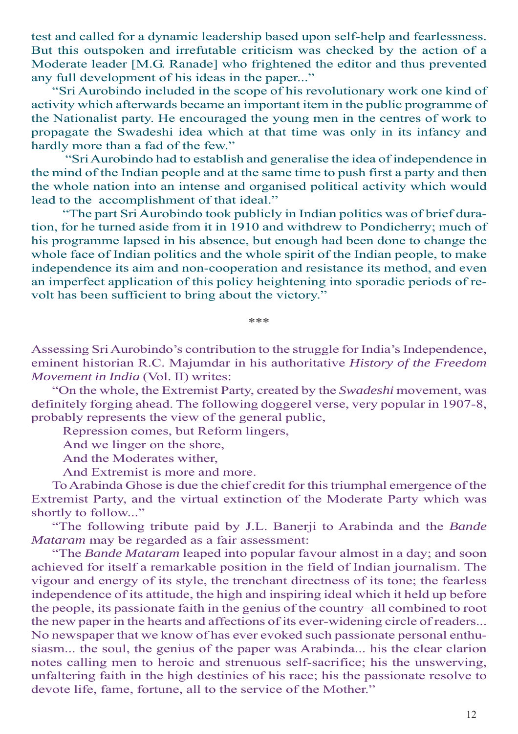test and called for a dynamic leadership based upon self-help and fearlessness. But this outspoken and irrefutable criticism was checked by the action of a Moderate leader [M.G. Ranade] who frightened the editor and thus prevented any full development of his ideas in the paper..."

"Sri Aurobindo included in the scope of his revolutionary work one kind of activity which afterwards became an important item in the public programme of the Nationalist party. He encouraged the young men in the centres of work to propagate the Swadeshi idea which at that time was only in its infancy and hardly more than a fad of the few."

"Sri Aurobindo had to establish and generalise the idea of independence in the mind of the Indian people and at the same time to push first a party and then the whole nation into an intense and organised political activity which would lead to the accomplishment of that ideal."

"The part Sri Aurobindo took publicly in Indian politics was of brief duration, for he turned aside from it in 1910 and withdrew to Pondicherry; much of his programme lapsed in his absence, but enough had been done to change the whole face of Indian politics and the whole spirit of the Indian people, to make independence its aim and non-cooperation and resistance its method, and even an imperfect application of this policy heightening into sporadic periods of revolt has been sufficient to bring about the victory."

***

Assessing Sri Aurobindo's contribution to the struggle for India's Independence, eminent historian R.C. Majumdar in his authoritative *History of the Freedom Movement in India* (Vol. II) writes:

"On the whole, the Extremist Party, created by the *Swadeshi* movement, was definitely forging ahead. The following doggerel verse, very popular in 1907-8, probably represents the view of the general public,

Repression comes, but Reform lingers,
And we linger on the shore,
And the Moderates wither,
And Extremist is more and more.

To Arabinda Ghose is due the chief credit for this triumphal emergence of the Extremist Party, and the virtual extinction of the Moderate Party which was shortly to follow..."

"The following tribute paid by J.L. Banerji to Arabinda and the *Bande Mataram* may be regarded as a fair assessment:

"The *Bande Mataram* leaped into popular favour almost in a day; and soon achieved for itself a remarkable position in the field of Indian journalism. The vigour and energy of its style, the trenchant directness of its tone; the fearless independence of its attitude, the high and inspiring ideal which it held up before the people, its passionate faith in the genius of the country–all combined to root the new paper in the hearts and affections of its ever-widening circle of readers... No newspaper that we know of has ever evoked such passionate personal enthusiasm... the soul, the genius of the paper was Arabinda... his the clear clarion notes calling men to heroic and strenuous self-sacrifice; his the unswerving, unfaltering faith in the high destinies of his race; his the passionate resolve to devote life, fame, fortune, all to the service of the Mother."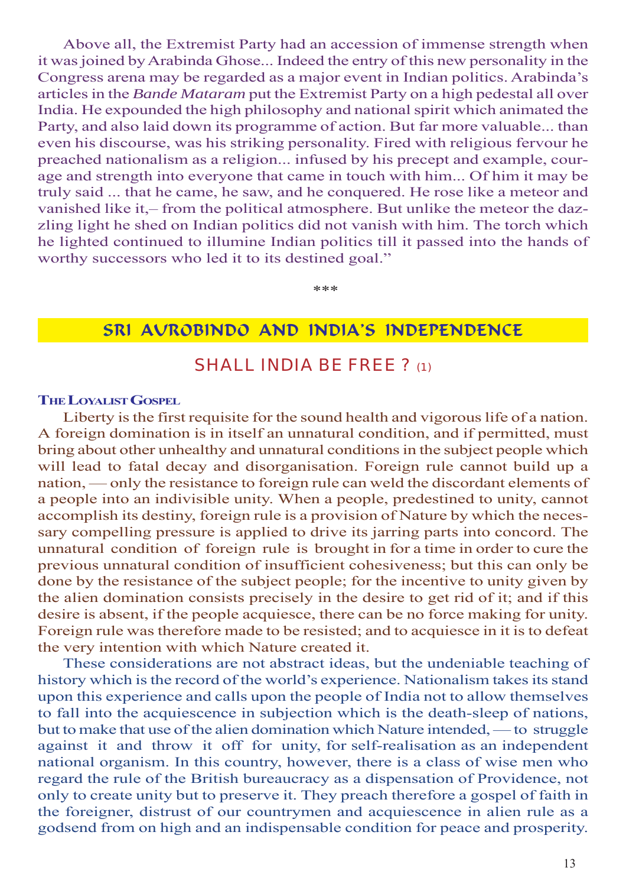Above all, the Extremist Party had an accession of immense strength when it was joined by Arabinda Ghose... Indeed the entry of this new personality in the Congress arena may be regarded as a major event in Indian politics. Arabinda's articles in the *Bande Mataram* put the Extremist Party on a high pedestal all over India. He expounded the high philosophy and national spirit which animated the Party, and also laid down its programme of action. But far more valuable... than even his discourse, was his striking personality. Fired with religious fervour he preached nationalism as a religion... infused by his precept and example, courage and strength into everyone that came in touch with him... Of him it may be truly said ... that he came, he saw, and he conquered. He rose like a meteor and vanished like it,– from the political atmosphere. But unlike the meteor the dazzling light he shed on Indian politics did not vanish with him. The torch which he lighted continued to illumine Indian politics till it passed into the hands of worthy successors who led it to its destined goal."

***

## SRI AUROBINDO AND INDIA'S INDEPENDENCE

### SHALL INDIA BE FREE ? (1)

**THE LOYALIST GOSPEL**

Liberty is the first requisite for the sound health and vigorous life of a nation. A foreign domination is in itself an unnatural condition, and if permitted, must bring about other unhealthy and unnatural conditions in the subject people which will lead to fatal decay and disorganisation. Foreign rule cannot build up a nation, — only the resistance to foreign rule can weld the discordant elements of a people into an indivisible unity. When a people, predestined to unity, cannot accomplish its destiny, foreign rule is a provision of Nature by which the necessary compelling pressure is applied to drive its jarring parts into concord. The unnatural condition of foreign rule is brought in for a time in order to cure the previous unnatural condition of insufficient cohesiveness; but this can only be done by the resistance of the subject people; for the incentive to unity given by the alien domination consists precisely in the desire to get rid of it; and if this desire is absent, if the people acquiesce, there can be no force making for unity. Foreign rule was therefore made to be resisted; and to acquiesce in it is to defeat the very intention with which Nature created it.

These considerations are not abstract ideas, but the undeniable teaching of history which is the record of the world's experience. Nationalism takes its stand upon this experience and calls upon the people of India not to allow themselves to fall into the acquiescence in subjection which is the death-sleep of nations, but to make that use of the alien domination which Nature intended, — to struggle against it and throw it off for unity, for self-realisation as an independent national organism. In this country, however, there is a class of wise men who regard the rule of the British bureaucracy as a dispensation of Providence, not only to create unity but to preserve it. They preach therefore a gospel of faith in the foreigner, distrust of our countrymen and acquiescence in alien rule as a godsend from on high and an indispensable condition for peace and prosperity.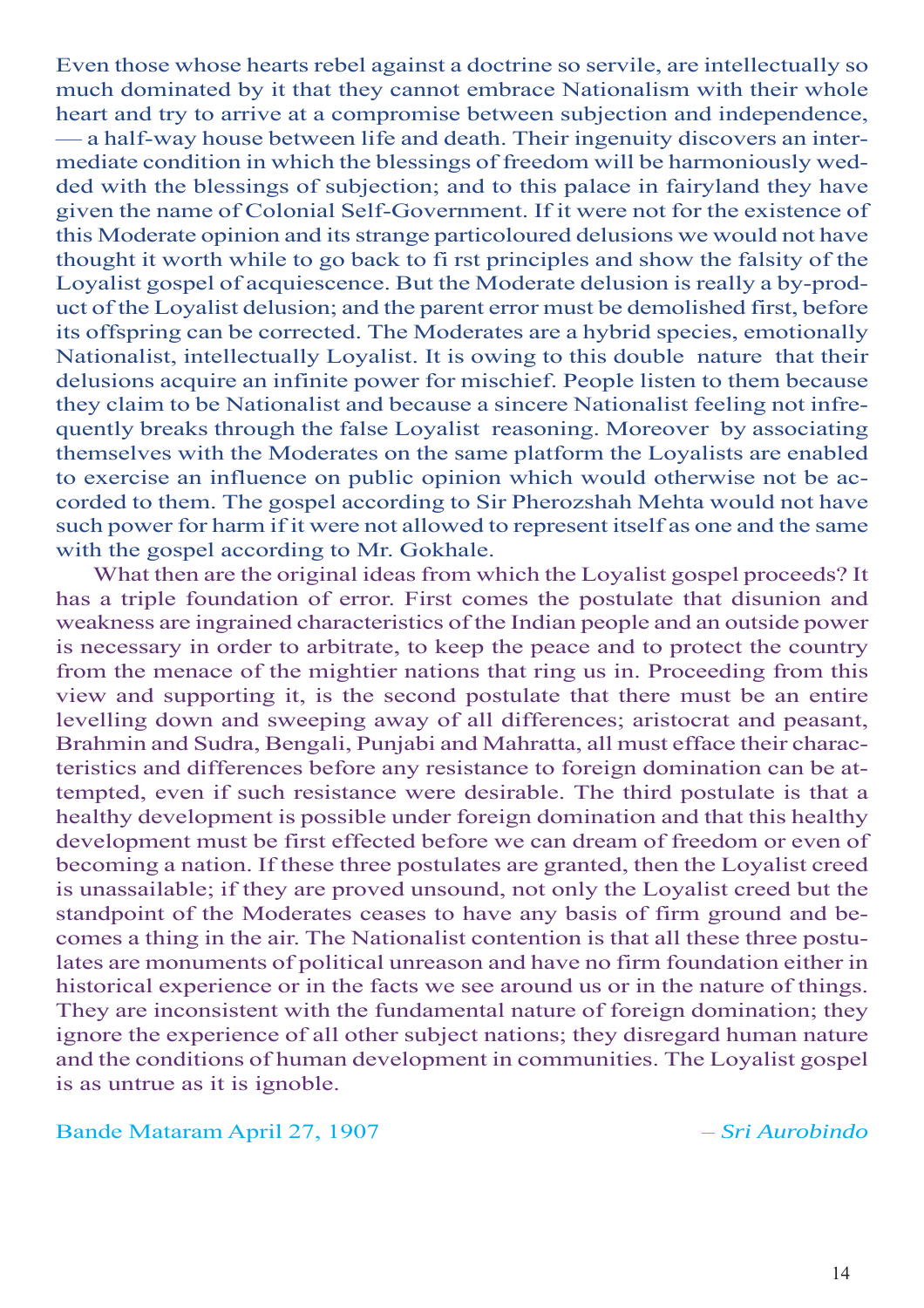Even those whose hearts rebel against a doctrine so servile, are intellectually so much dominated by it that they cannot embrace Nationalism with their whole heart and try to arrive at a compromise between subjection and independence, — a half-way house between life and death. Their ingenuity discovers an intermediate condition in which the blessings of freedom will be harmoniously wedded with the blessings of subjection; and to this palace in fairyland they have given the name of Colonial Self-Government. If it were not for the existence of this Moderate opinion and its strange particoloured delusions we would not have thought it worth while to go back to first principles and show the falsity of the Loyalist gospel of acquiescence. But the Moderate delusion is really a by-product of the Loyalist delusion; and the parent error must be demolished first, before its offspring can be corrected. The Moderates are a hybrid species, emotionally Nationalist, intellectually Loyalist. It is owing to this double nature that their delusions acquire an infinite power for mischief. People listen to them because they claim to be Nationalist and because a sincere Nationalist feeling not infrequently breaks through the false Loyalist reasoning. Moreover by associating themselves with the Moderates on the same platform the Loyalists are enabled to exercise an influence on public opinion which would otherwise not be accorded to them. The gospel according to Sir Pherozshah Mehta would not have such power for harm if it were not allowed to represent itself as one and the same with the gospel according to Mr. Gokhale.

What then are the original ideas from which the Loyalist gospel proceeds? It has a triple foundation of error. First comes the postulate that disunion and weakness are ingrained characteristics of the Indian people and an outside power is necessary in order to arbitrate, to keep the peace and to protect the country from the menace of the mightier nations that ring us in. Proceeding from this view and supporting it, is the second postulate that there must be an entire levelling down and sweeping away of all differences; aristocrat and peasant, Brahmin and Sudra, Bengali, Punjabi and Mahratta, all must efface their characteristics and differences before any resistance to foreign domination can be attempted, even if such resistance were desirable. The third postulate is that a healthy development is possible under foreign domination and that this healthy development must be first effected before we can dream of freedom or even of becoming a nation. If these three postulates are granted, then the Loyalist creed is unassailable; if they are proved unsound, not only the Loyalist creed but the standpoint of the Moderates ceases to have any basis of firm ground and becomes a thing in the air. The Nationalist contention is that all these three postulates are monuments of political unreason and have no firm foundation either in historical experience or in the facts we see around us or in the nature of things. They are inconsistent with the fundamental nature of foreign domination; they ignore the experience of all other subject nations; they disregard human nature and the conditions of human development in communities. The Loyalist gospel is as untrue as it is ignoble.

Bande Mataram April 27, 1907 — *Sri Aurobindo*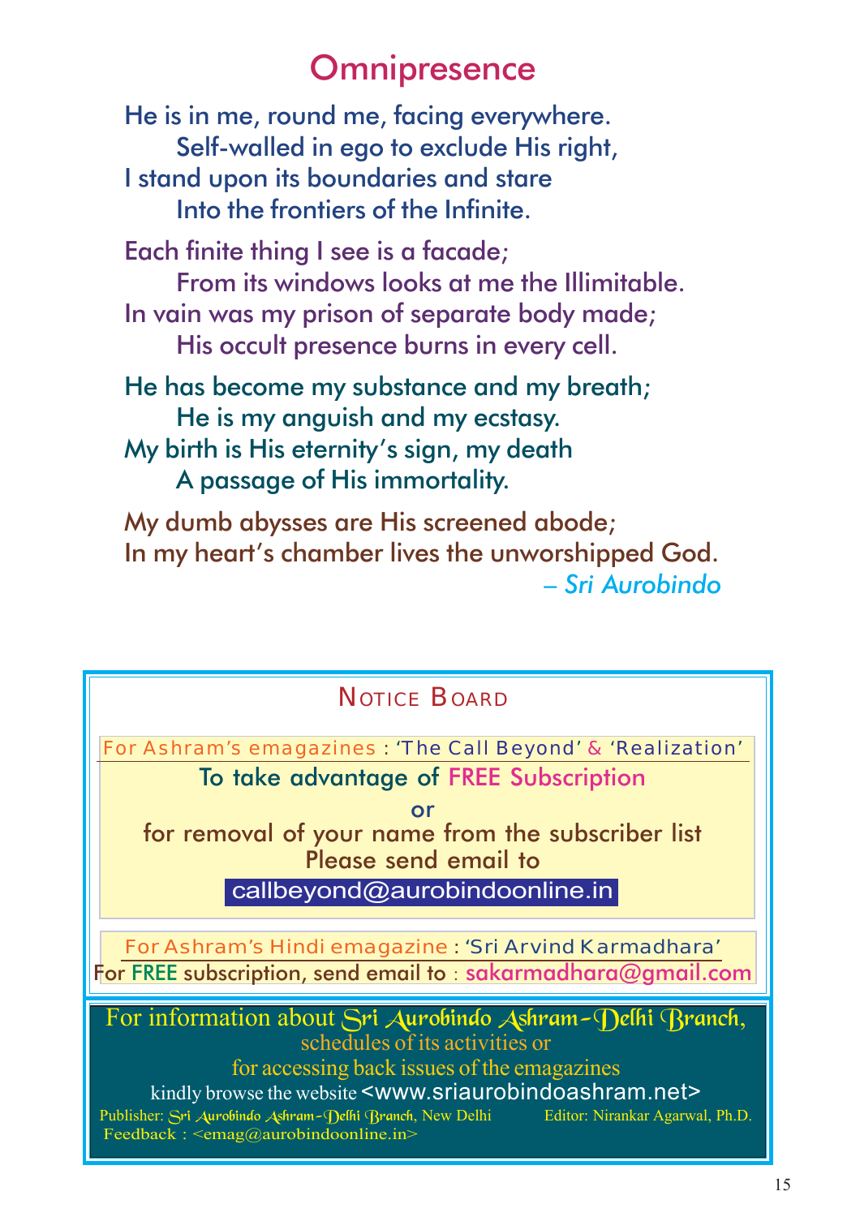# Omnipresence

He is in me, round me, facing everywhere.
Self-walled in ego to exclude His right,
I stand upon its boundaries and stare
Into the frontiers of the Infinite.

Each finite thing I see is a facade;
From its windows looks at me the Illimitable.
In vain was my prison of separate body made;
His occult presence burns in every cell.

He has become my substance and my breath;
He is my anguish and my ecstasy.
My birth is His eternity's sign, my death
A passage of His immortality.

My dumb abysses are His screened abode;
In my heart's chamber lives the unworshipped God.

*– Sri Aurobindo*

## NOTICE BOARD

For Ashram's emagazines : 'The Call Beyond' & 'Realization'

To take advantage of FREE Subscription

or

for removal of your name from the subscriber list

Please send email to

callbeyond@aurobindoonline.in

For Ashram's Hindi emagazine : 'Sri Arvind Karmadhara'

For FREE subscription, send email to : sakarmadhara@gmail.com

For information about Sri Aurobindo Ashram-Delhi Branch, schedules of its activities or for accessing back issues of the emagazines kindly browse the website <www.sriaurobindoashram.net>

Publisher: Sri Aurobindo Ashram-Delhi Branch, New Delhi    Editor: Nirankar Agarwal, Ph.D.

Feedback : <emag@aurobindoonline.in>